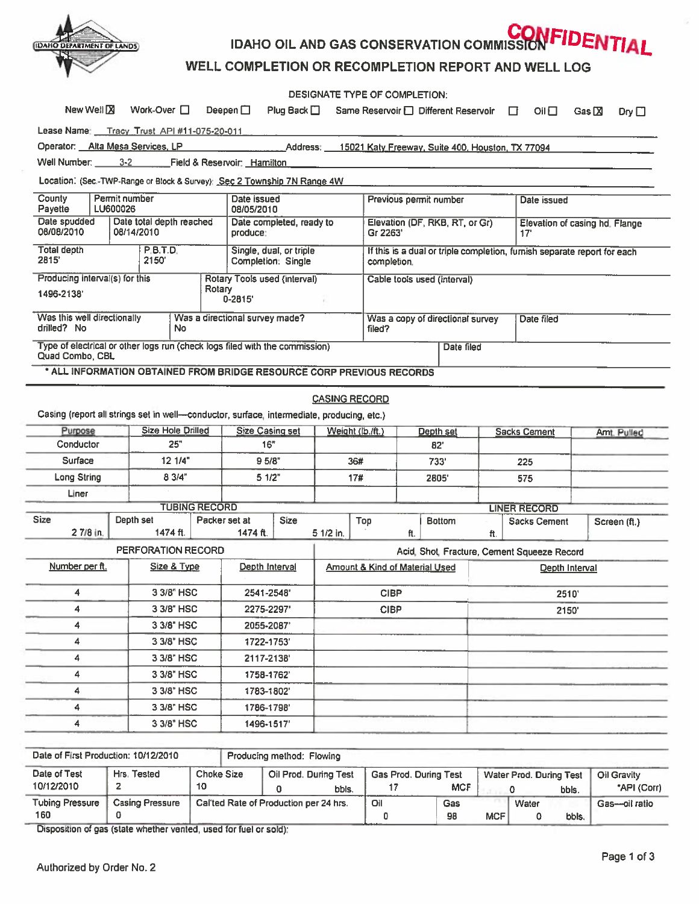IDAHO DEPARTMENT OF LANDS

# IDAHO OIL AND GAS CONSERVATION COMMISSION

**CONFIDENTIAL**

## WELL COMPLETION OR RECOMPLETION REPORT AND WELL LOG

DESIGNATE TYPE OF COMPLETION:

New Well ☒ Work-Over ☐ Deepen ☐ Plug Back ☐ Same Reservoir ☐ Different Reservoir ☐ Oil ☐ Gas ☒ Dry ☐

Lease Name: Tracy Trust API #11-075-20-011

Operator: Alta Mesa Services, LP Address: 15021 Katy Freeway, Suite 400, Houston, TX 77094

Well Number: 3-2 Field & Reservoir: Hamilton

Location: (Sec.-TWP-Range or Block & Survey): Sec 2 Township 7N Range 4W

| County<br>Payette | Permit number<br>LU600026 | Date issued<br>08/05/2010 | Previous permit number | Date issued |
|---|---|---|---|---|
| Date spudded<br>08/08/2010 | Date total depth reached<br>08/14/2010 | Date completed, ready to produce: | Elevation (DF, RKB, RT, or Gr)<br>Gr 2263' | Elevation of casing hd. Flange<br>17' |
| Total depth<br>2815' | P.B.T.D.<br>2150' | Single, dual, or triple Completion: Single | If this is a dual or triple completion, furnish separate report for each completion. | |
| Producing interval(s) for this<br>1496-2138' | | Rotary Tools used (interval)<br>Rotary<br>0-2815' | Cable tools used (interval) | |
| Was this well directionally drilled? No | | Was a directional survey made?<br>No | Was a copy of directional survey filed? | Date filed |
| Type of electrical or other logs run (check logs filed with the commission)<br>Quad Combo, CBL | | | | Date filed |

\* ALL INFORMATION OBTAINED FROM BRIDGE RESOURCE CORP PREVIOUS RECORDS

### CASING RECORD

Casing (report all strings set in well—conductor, surface, intermediate, producing, etc.)

| Purpose | Size Hole Drilled | Size Casing set | Weight (lb./ft.) | Depth set | Sacks Cement | Amt. Pulled |
|---|---|---|---|---|---|---|
| Conductor | 25" | 16" | | 82' | | |
| Surface | 12 1/4" | 9 5/8" | 36# | 733' | 225 | |
| Long String | 8 3/4" | 5 1/2" | 17# | 2805' | 575 | |
| Liner | | | | | | |

| TUBING RECORD | | | LINER RECORD | | | | |
|---|---|---|---|---|---|---|---|
| Size | Depth set | Packer set at | Size | Top | Bottom | Sacks Cement | Screen (ft.) |
| 2 7/8 in. | 1474 ft. | 1474 ft. | 5 1/2 in. | ft. | ft. | | |

| PERFORATION RECORD | | | Acid, Shot, Fracture, Cement Squeeze Record | |
|---|---|---|---|---|
| Number per ft. | Size & Type | Depth Interval | Amount & Kind of Material Used | Depth Interval |
| 4 | 3 3/8" HSC | 2541-2548' | CIBP | 2510' |
| 4 | 3 3/8" HSC | 2275-2297' | CIBP | 2150' |
| 4 | 3 3/8" HSC | 2055-2087' | | |
| 4 | 3 3/8" HSC | 1722-1753' | | |
| 4 | 3 3/8" HSC | 2117-2138' | | |
| 4 | 3 3/8" HSC | 1758-1762' | | |
| 4 | 3 3/8" HSC | 1783-1802' | | |
| 4 | 3 3/8" HSC | 1786-1798' | | |
| 4 | 3 3/8" HSC | 1496-1517' | | |

| Date of First Production: 10/12/2010 | | Producing method: Flowing | | | | |
|---|---|---|---|---|---|---|
| Date of Test<br>10/12/2010 | Hrs. Tested<br>2 | Choke Size<br>10 | Oil Prod. During Test<br>0 bbls. | Gas Prod. During Test<br>17 MCF | Water Prod. During Test<br>0 bbls. | Oil Gravity<br>°API (Corr) |
| Tubing Pressure<br>160 | Casing Pressure<br>0 | Cal'ted Rate of Production per 24 hrs. | Oil<br>0 | Gas<br>98 MCF | Water<br>0 bbls. | Gas—oil ratio |

Disposition of gas (state whether vented, used for fuel or sold):

Authorized by Order No. 2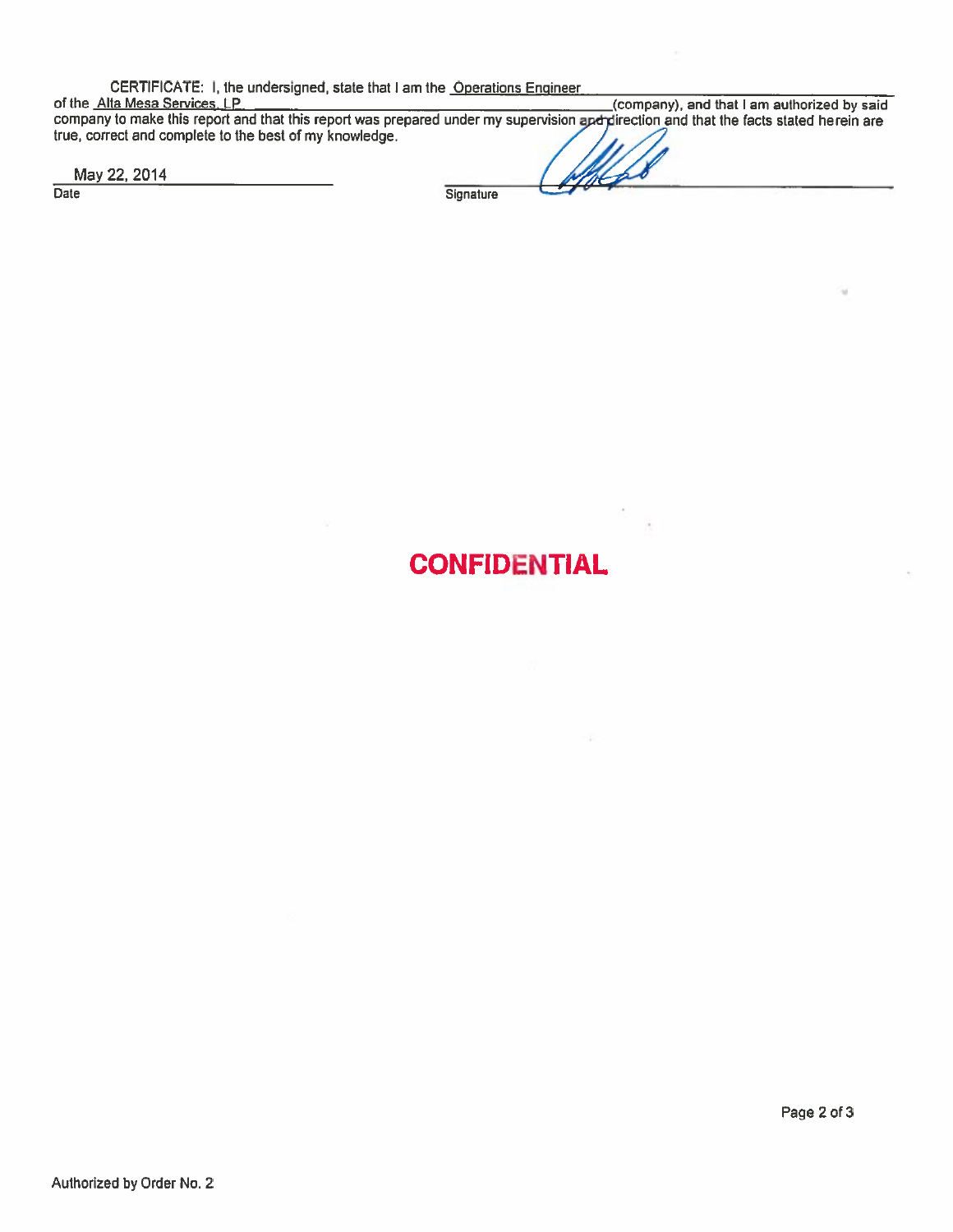CERTIFICATE: I, the undersigned, state that I am the Operations Engineer of the Alta Mesa Services, LP (company), and that I am authorized by said company to make this report and that this report was prepared under my supervision and direction and that the facts stated herein are true, correct and complete to the best of my knowledge.

May 22, 2014
Date

Signature

**CONFIDENTIAL**

Authorized by Order No. 2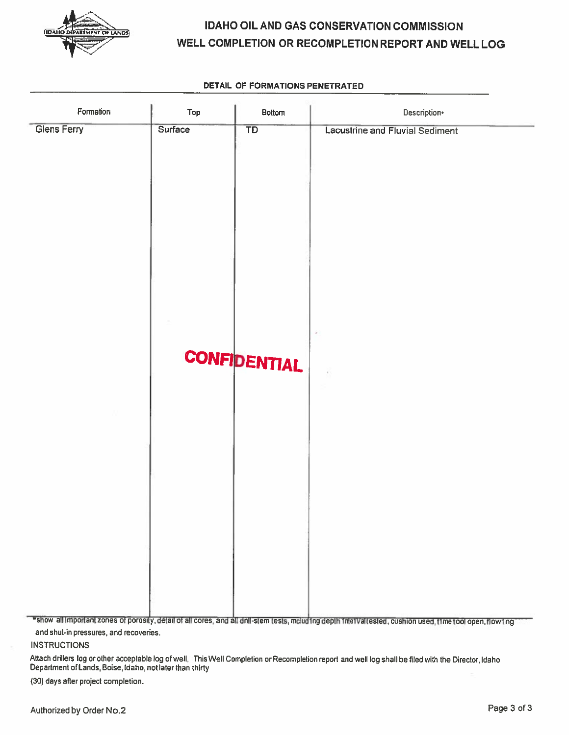# IDAHO OIL AND GAS CONSERVATION COMMISSION

## WELL COMPLETION OR RECOMPLETION REPORT AND WELL LOG

### DETAIL OF FORMATIONS PENETRATED

| Formation | Top | Bottom | Description* |
|---|---|---|---|
| Glens Ferry | Surface | TD | Lacustrine and Fluvial Sediment |

CONFIDENTIAL

*Show all important zones of porosity, detail of all cores, and all drill-stem tests, including depth interval tested, cushion used, time tool open, flowing and shut-in pressures, and recoveries.

INSTRUCTIONS

Attach drillers log or other acceptable log of well. This Well Completion or Recompletion report and well log shall be filed with the Director, Idaho Department of Lands, Boise, Idaho, not later than thirty (30) days after project completion.

Authorized by Order No.2